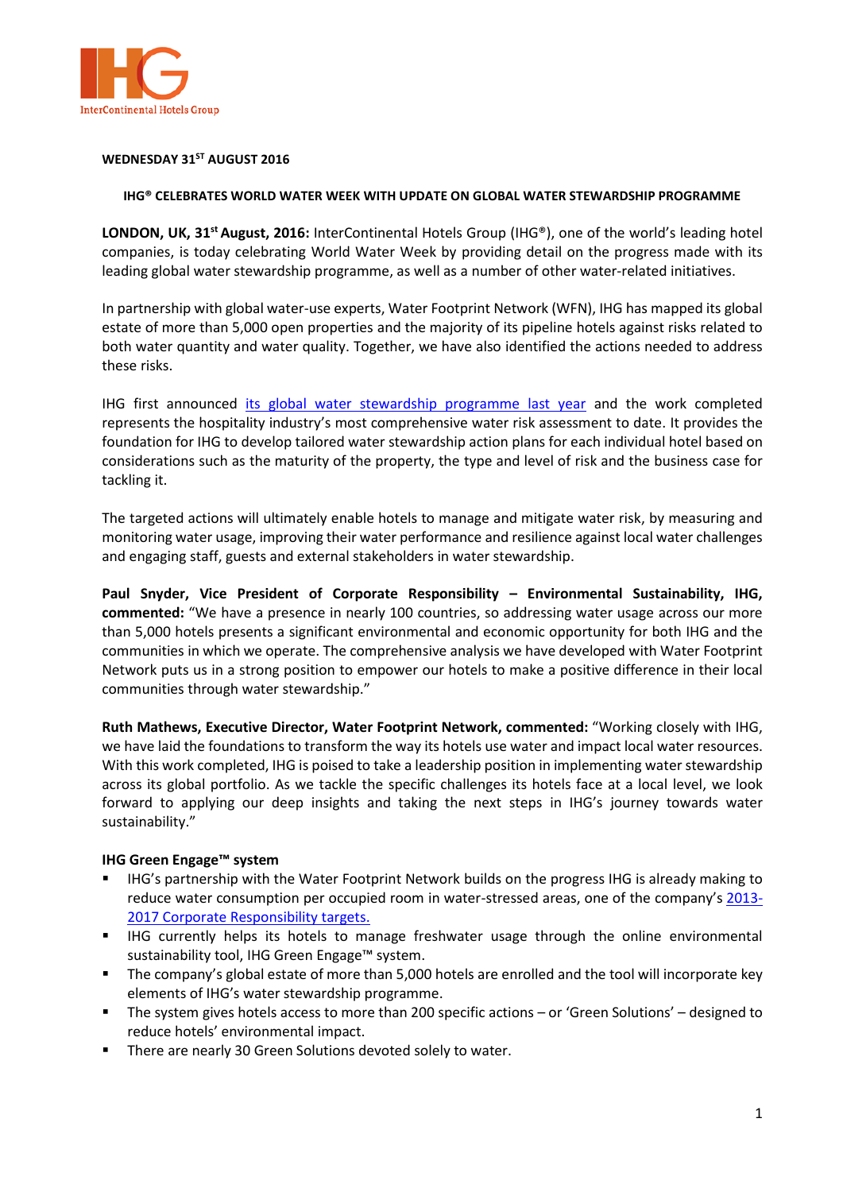**WEDNESDAY 31ST AUGUST 2016**

**IHG® CELEBRATES WORLD WATER WEEK WITH UPDATE ON GLOBAL WATER STEWARDSHIP PROGRAMME**

**LONDON, UK, 31st August, 2016:** InterContinental Hotels Group (IHG®), one of the world's leading hotel companies, is today celebrating World Water Week by providing detail on the progress made with its leading global water stewardship programme, as well as a number of other water-related initiatives.

In partnership with global water-use experts, Water Footprint Network (WFN), IHG has mapped its global estate of more than 5,000 open properties and the majority of its pipeline hotels against risks related to both water quantity and water quality. Together, we have also identified the actions needed to address these risks.

IHG first announced its global water stewardship programme last year and the work completed represents the hospitality industry's most comprehensive water risk assessment to date. It provides the foundation for IHG to develop tailored water stewardship action plans for each individual hotel based on considerations such as the maturity of the property, the type and level of risk and the business case for tackling it.

The targeted actions will ultimately enable hotels to manage and mitigate water risk, by measuring and monitoring water usage, improving their water performance and resilience against local water challenges and engaging staff, guests and external stakeholders in water stewardship.

**Paul Snyder, Vice President of Corporate Responsibility – Environmental Sustainability, IHG, commented:** "We have a presence in nearly 100 countries, so addressing water usage across our more than 5,000 hotels presents a significant environmental and economic opportunity for both IHG and the communities in which we operate. The comprehensive analysis we have developed with Water Footprint Network puts us in a strong position to empower our hotels to make a positive difference in their local communities through water stewardship."

**Ruth Mathews, Executive Director, Water Footprint Network, commented:** "Working closely with IHG, we have laid the foundations to transform the way its hotels use water and impact local water resources. With this work completed, IHG is poised to take a leadership position in implementing water stewardship across its global portfolio. As we tackle the specific challenges its hotels face at a local level, we look forward to applying our deep insights and taking the next steps in IHG's journey towards water sustainability."

**IHG Green Engage™ system**

- IHG's partnership with the Water Footprint Network builds on the progress IHG is already making to reduce water consumption per occupied room in water-stressed areas, one of the company's 2013-2017 Corporate Responsibility targets.
- IHG currently helps its hotels to manage freshwater usage through the online environmental sustainability tool, IHG Green Engage™ system.
- The company's global estate of more than 5,000 hotels are enrolled and the tool will incorporate key elements of IHG's water stewardship programme.
- The system gives hotels access to more than 200 specific actions – or 'Green Solutions' – designed to reduce hotels' environmental impact.
- There are nearly 30 Green Solutions devoted solely to water.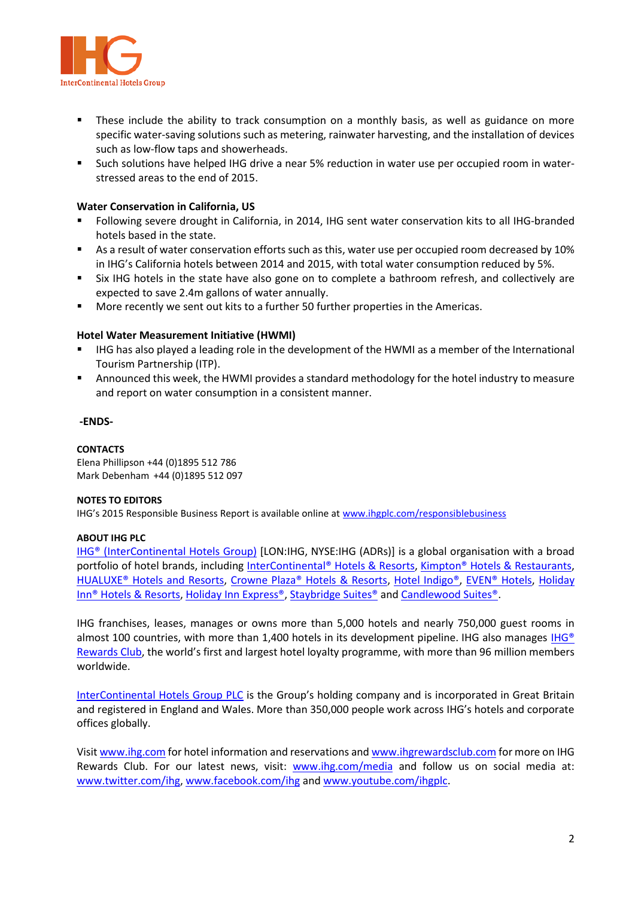- These include the ability to track consumption on a monthly basis, as well as guidance on more specific water-saving solutions such as metering, rainwater harvesting, and the installation of devices such as low-flow taps and showerheads.
- Such solutions have helped IHG drive a near 5% reduction in water use per occupied room in water-stressed areas to the end of 2015.

**Water Conservation in California, US**

- Following severe drought in California, in 2014, IHG sent water conservation kits to all IHG-branded hotels based in the state.
- As a result of water conservation efforts such as this, water use per occupied room decreased by 10% in IHG's California hotels between 2014 and 2015, with total water consumption reduced by 5%.
- Six IHG hotels in the state have also gone on to complete a bathroom refresh, and collectively are expected to save 2.4m gallons of water annually.
- More recently we sent out kits to a further 50 further properties in the Americas.

**Hotel Water Measurement Initiative (HWMI)**

- IHG has also played a leading role in the development of the HWMI as a member of the International Tourism Partnership (ITP).
- Announced this week, the HWMI provides a standard methodology for the hotel industry to measure and report on water consumption in a consistent manner.

**-ENDS-**

**CONTACTS**

Elena Phillipson +44 (0)1895 512 786
Mark Debenham +44 (0)1895 512 097

**NOTES TO EDITORS**

IHG's 2015 Responsible Business Report is available online at www.ihgplc.com/responsiblebusiness

**ABOUT IHG PLC**

IHG® (InterContinental Hotels Group) [LON:IHG, NYSE:IHG (ADRs)] is a global organisation with a broad portfolio of hotel brands, including InterContinental® Hotels & Resorts, Kimpton® Hotels & Restaurants, HUALUXE® Hotels and Resorts, Crowne Plaza® Hotels & Resorts, Hotel Indigo®, EVEN® Hotels, Holiday Inn® Hotels & Resorts, Holiday Inn Express®, Staybridge Suites® and Candlewood Suites®.

IHG franchises, leases, manages or owns more than 5,000 hotels and nearly 750,000 guest rooms in almost 100 countries, with more than 1,400 hotels in its development pipeline. IHG also manages IHG® Rewards Club, the world's first and largest hotel loyalty programme, with more than 96 million members worldwide.

InterContinental Hotels Group PLC is the Group's holding company and is incorporated in Great Britain and registered in England and Wales. More than 350,000 people work across IHG's hotels and corporate offices globally.

Visit www.ihg.com for hotel information and reservations and www.ihgrewardsclub.com for more on IHG Rewards Club. For our latest news, visit: www.ihg.com/media and follow us on social media at: www.twitter.com/ihg, www.facebook.com/ihg and www.youtube.com/ihgplc.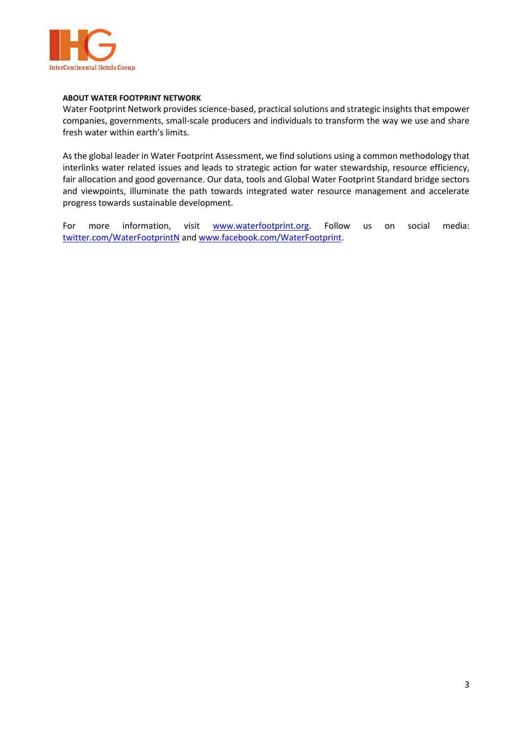**ABOUT WATER FOOTPRINT NETWORK**

Water Footprint Network provides science-based, practical solutions and strategic insights that empower companies, governments, small-scale producers and individuals to transform the way we use and share fresh water within earth's limits.

As the global leader in Water Footprint Assessment, we find solutions using a common methodology that interlinks water related issues and leads to strategic action for water stewardship, resource efficiency, fair allocation and good governance. Our data, tools and Global Water Footprint Standard bridge sectors and viewpoints, illuminate the path towards integrated water resource management and accelerate progress towards sustainable development.

For more information, visit www.waterfootprint.org. Follow us on social media: twitter.com/WaterFootprintN and www.facebook.com/WaterFootprint.